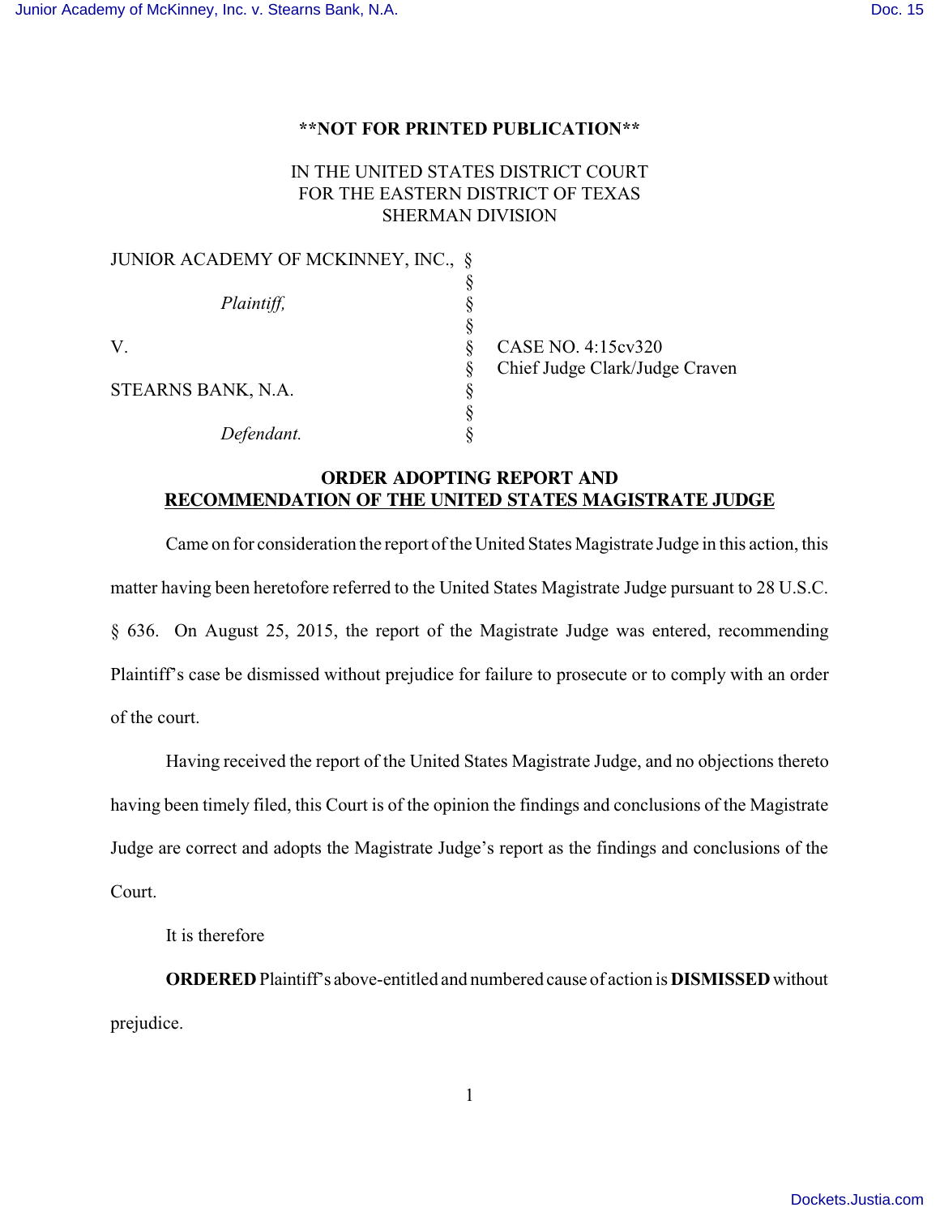**NOT FOR PRINTED PUBLICATION**

IN THE UNITED STATES DISTRICT COURT
FOR THE EASTERN DISTRICT OF TEXAS
SHERMAN DIVISION

| | | |
|---|---|---|
| JUNIOR ACADEMY OF MCKINNEY, INC., | § | |
| | § | |
| *Plaintiff,* | § | |
| | § | |
| V. | § | CASE NO. 4:15cv320 |
| | § | Chief Judge Clark/Judge Craven |
| STEARNS BANK, N.A. | § | |
| | § | |
| *Defendant.* | § | |

## ORDER ADOPTING REPORT AND RECOMMENDATION OF THE UNITED STATES MAGISTRATE JUDGE

Came on for consideration the report of the United States Magistrate Judge in this action, this matter having been heretofore referred to the United States Magistrate Judge pursuant to 28 U.S.C. § 636. On August 25, 2015, the report of the Magistrate Judge was entered, recommending Plaintiff's case be dismissed without prejudice for failure to prosecute or to comply with an order of the court.

Having received the report of the United States Magistrate Judge, and no objections thereto having been timely filed, this Court is of the opinion the findings and conclusions of the Magistrate Judge are correct and adopts the Magistrate Judge's report as the findings and conclusions of the Court.

It is therefore

**ORDERED** Plaintiff's above-entitled and numbered cause of action is **DISMISSED** without prejudice.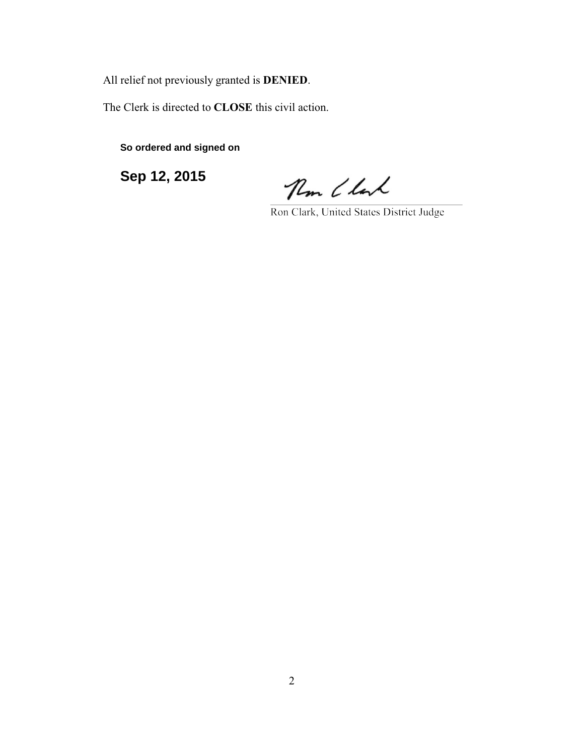All relief not previously granted is **DENIED**.

The Clerk is directed to **CLOSE** this civil action.

**So ordered and signed on**

**Sep 12, 2015**

Ron Clark, United States District Judge